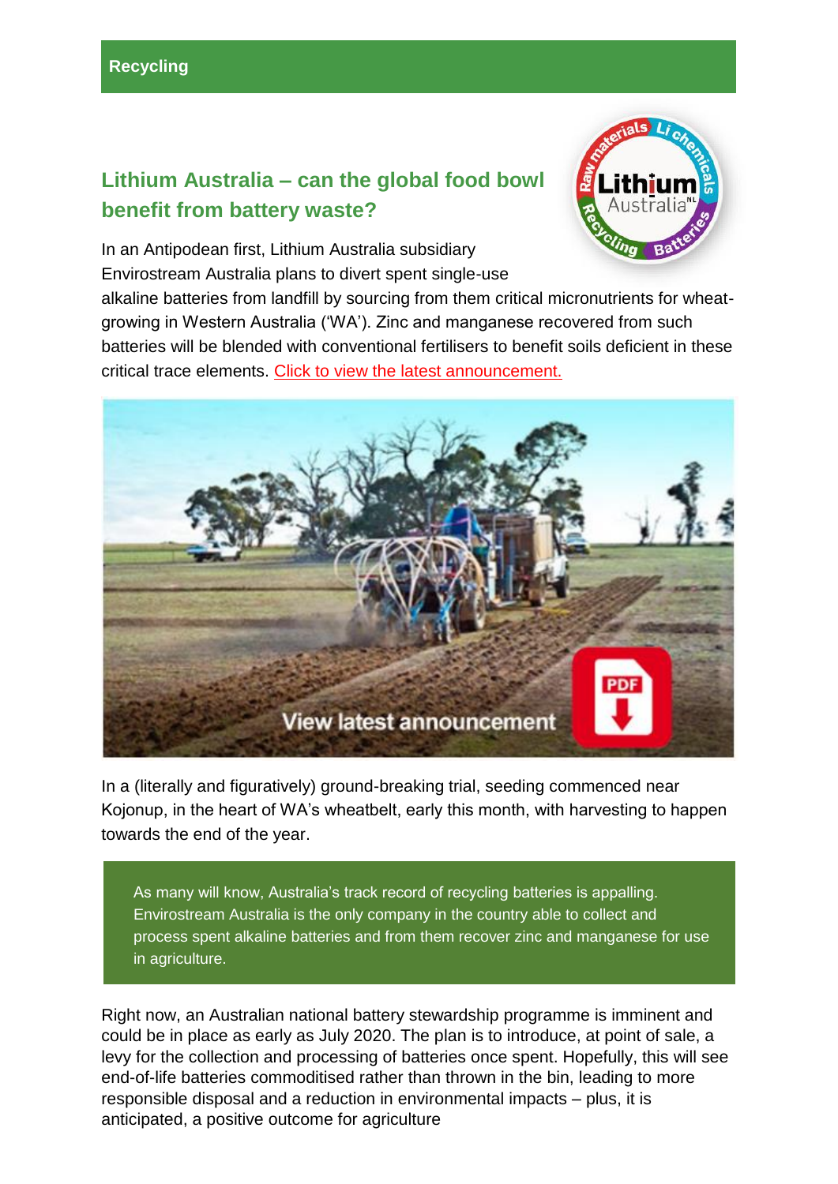**Recycling**

## Lithium Australia – can the global food bowl benefit from battery waste?

In an Antipodean first, Lithium Australia subsidiary Envirostream Australia plans to divert spent single-use alkaline batteries from landfill by sourcing from them critical micronutrients for wheat-growing in Western Australia ('WA'). Zinc and manganese recovered from such batteries will be blended with conventional fertilisers to benefit soils deficient in these critical trace elements. Click to view the latest announcement.

In a (literally and figuratively) ground-breaking trial, seeding commenced near Kojonup, in the heart of WA's wheatbelt, early this month, with harvesting to happen towards the end of the year.

> As many will know, Australia's track record of recycling batteries is appalling. Envirostream Australia is the only company in the country able to collect and process spent alkaline batteries and from them recover zinc and manganese for use in agriculture.

Right now, an Australian national battery stewardship programme is imminent and could be in place as early as July 2020. The plan is to introduce, at point of sale, a levy for the collection and processing of batteries once spent. Hopefully, this will see end-of-life batteries commoditised rather than thrown in the bin, leading to more responsible disposal and a reduction in environmental impacts – plus, it is anticipated, a positive outcome for agriculture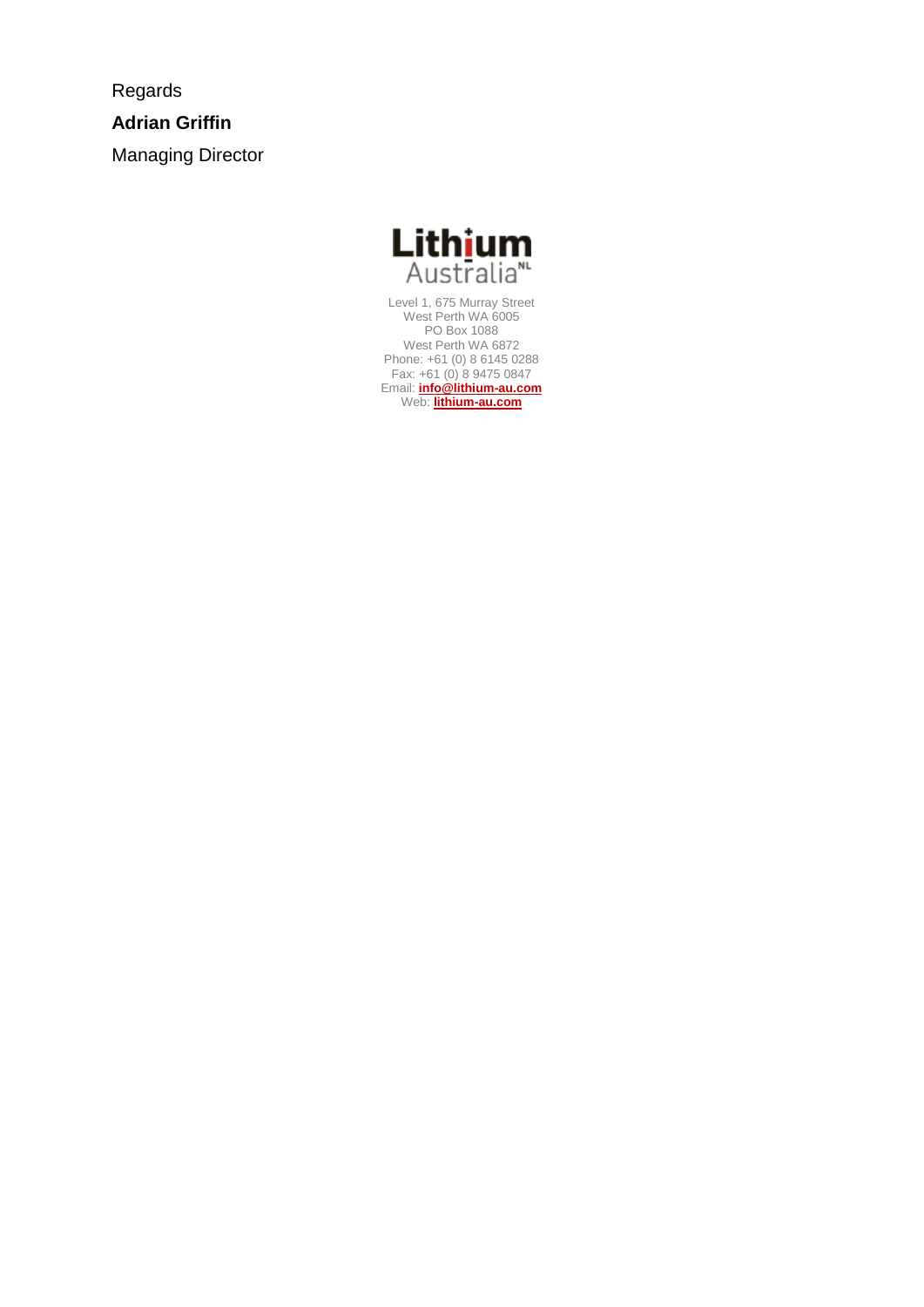Regards

**Adrian Griffin**

Managing Director

Lithium Australia NL

Level 1, 675 Murray Street
West Perth WA 6005
PO Box 1088
West Perth WA 6872
Phone: +61 (0) 8 6145 0288
Fax: +61 (0) 8 9475 0847
Email: **info@lithium-au.com**
Web: **lithium-au.com**